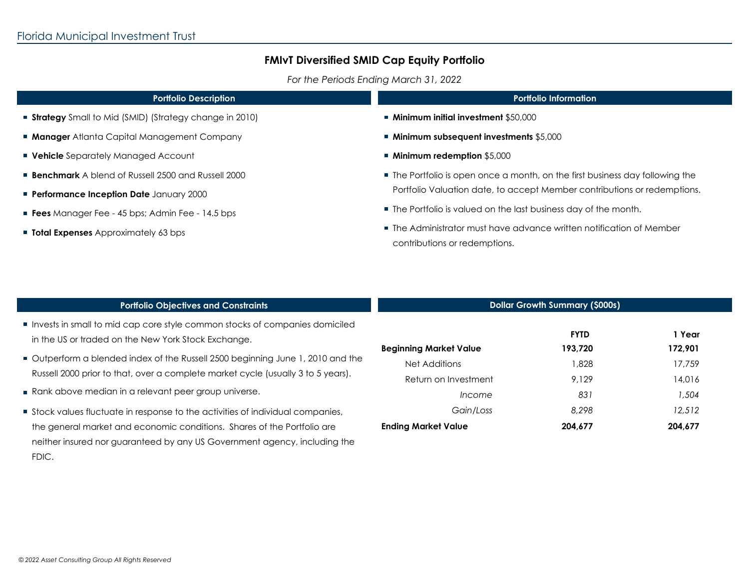Florida Municipal Investment Trust

# FMIvT Diversified SMID Cap Equity Portfolio

*For the Periods Ending March 31, 2022*

## Portfolio Description

- **Strategy** Small to Mid (SMID) (Strategy change in 2010)
- **Manager** Atlanta Capital Management Company
- **Vehicle** Separately Managed Account
- **Benchmark** A blend of Russell 2500 and Russell 2000
- **Performance Inception Date** January 2000
- **Fees** Manager Fee - 45 bps; Admin Fee - 14.5 bps
- **Total Expenses** Approximately 63 bps

## Portfolio Information

- **Minimum initial investment** $50,000
- **Minimum subsequent investments** $5,000
- **Minimum redemption** $5,000
- The Portfolio is open once a month, on the first business day following the Portfolio Valuation date, to accept Member contributions or redemptions.
- The Portfolio is valued on the last business day of the month.
- The Administrator must have advance written notification of Member contributions or redemptions.

## Portfolio Objectives and Constraints

- Invests in small to mid cap core style common stocks of companies domiciled in the US or traded on the New York Stock Exchange.
- Outperform a blended index of the Russell 2500 beginning June 1, 2010 and the Russell 2000 prior to that, over a complete market cycle (usually 3 to 5 years).
- Rank above median in a relevant peer group universe.
- Stock values fluctuate in response to the activities of individual companies, the general market and economic conditions. Shares of the Portfolio are neither insured nor guaranteed by any US Government agency, including the FDIC.

## Dollar Growth Summary ($000s)

| | **FYTD** | **1 Year** |
|---|---|---|
| **Beginning Market Value** | **193,720** | **172,901** |
| Net Additions | 1,828 | 17,759 |
| Return on Investment | 9,129 | 14,016 |
| *Income* | *831* | *1,504* |
| *Gain/Loss* | *8,298* | *12,512* |
| **Ending Market Value** | **204,677** | **204,677** |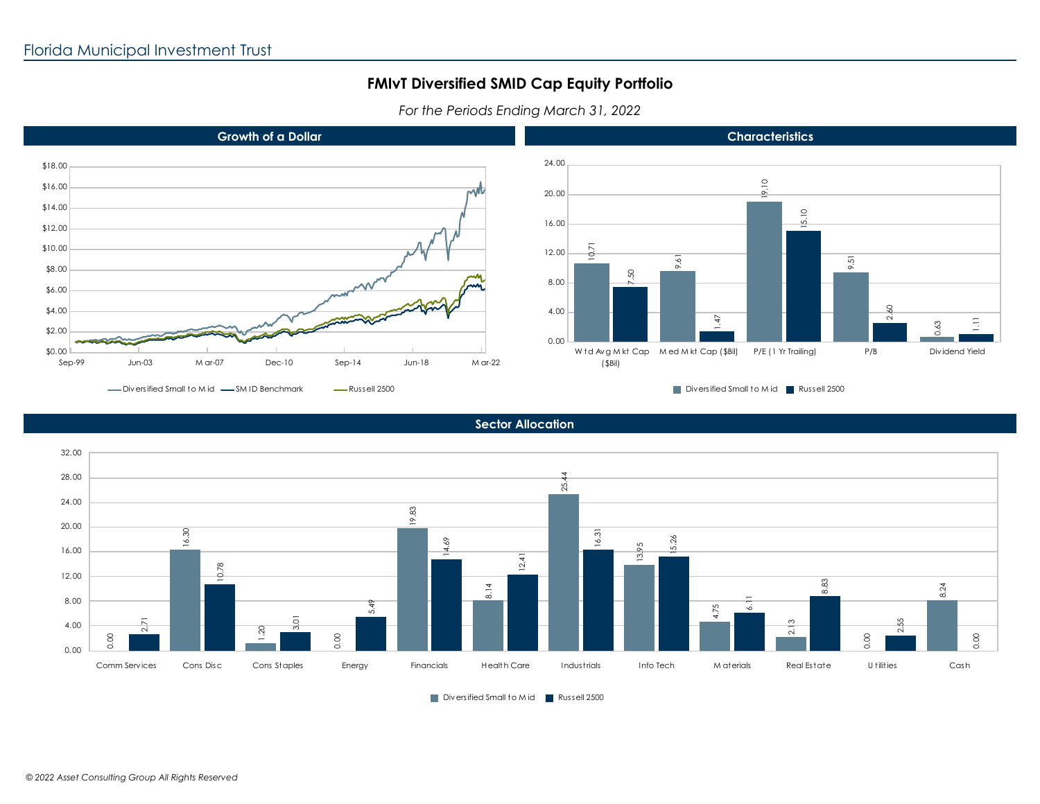Florida Municipal Investment Trust

# FMIvT Diversified SMID Cap Equity Portfolio

*For the Periods Ending March 31, 2022*

## Growth of a Dollar

Diversified Small to Mid — SMID Benchmark — Russell 2500

## Characteristics

| | Diversified Small to Mid | Russell 2500 |
|---|---|---|
| Wtd Avg Mkt Cap ($Bil) | 10.71 | 7.50 |
| Med Mkt Cap ($Bil) | 9.61 | 1.47 |
| P/E (1 Yr Trailing) | 19.10 | 15.10 |
| P/B | 9.51 | 2.60 |
| Dividend Yield | 0.63 | 1.11 |

## Sector Allocation

| | Diversified Small to Mid | Russell 2500 |
|---|---|---|
| Comm Services | 0.00 | 2.71 |
| Cons Disc | 16.30 | 10.78 |
| Cons Staples | 1.20 | 3.01 |
| Energy | 0.00 | 5.49 |
| Financials | 19.83 | 14.69 |
| Health Care | 8.14 | 12.41 |
| Industrials | 25.44 | 16.31 |
| Info Tech | 13.95 | 15.26 |
| Materials | 4.75 | 6.11 |
| Real Estate | 2.13 | 8.83 |
| Utilities | 0.00 | 2.55 |
| Cash | 8.24 | 0.00 |

*© 2022 Asset Consulting Group All Rights Reserved*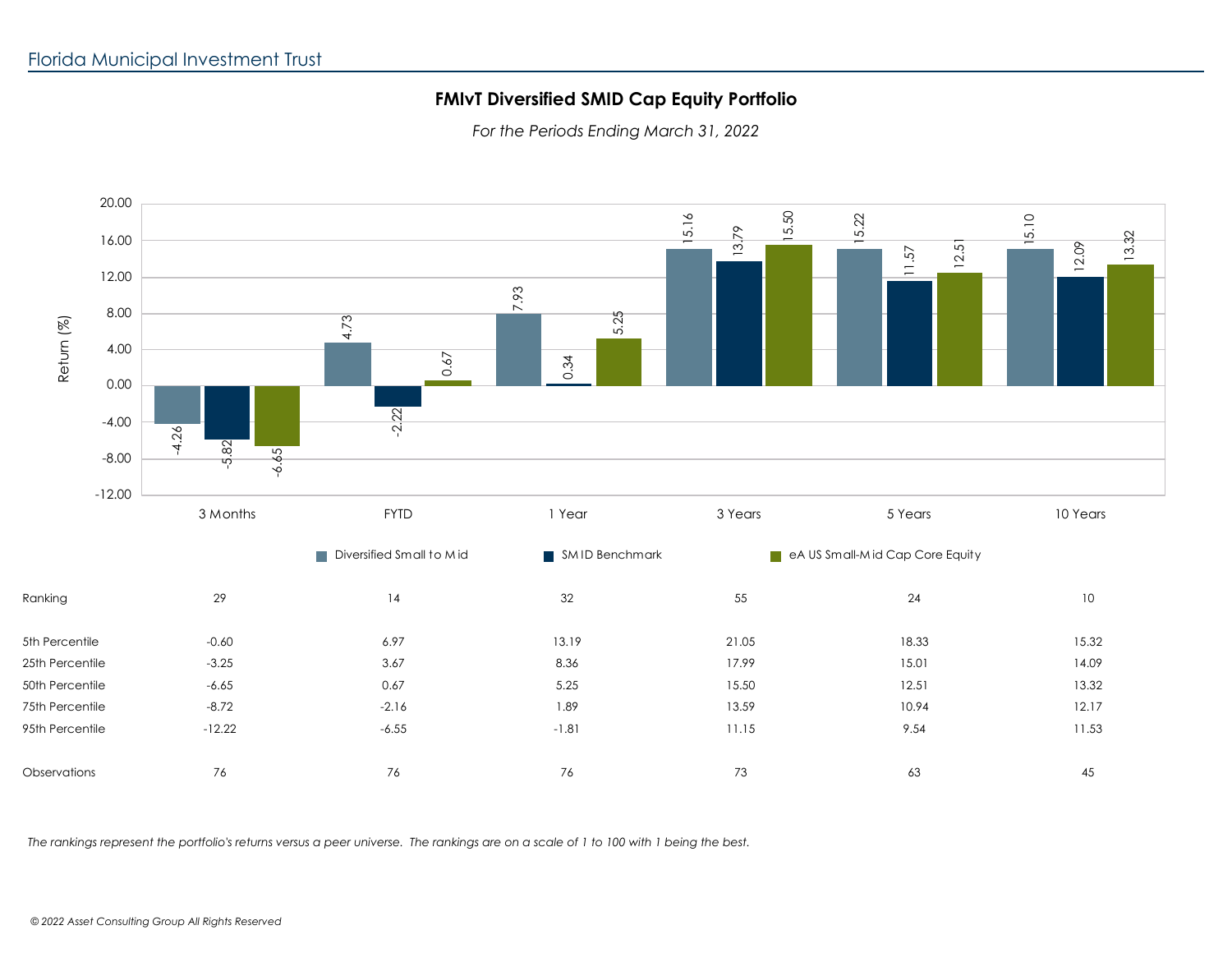Florida Municipal Investment Trust

## FMIvT Diversified SMID Cap Equity Portfolio

*For the Periods Ending March 31, 2022*

| Return (%) | 3 Months | FYTD | 1 Year | 3 Years | 5 Years | 10 Years |
|---|---|---|---|---|---|---|
| Diversified Small to Mid | -4.26 | 4.73 | 7.93 | 15.16 | 15.22 | 15.10 |
| SMID Benchmark | -5.82 | -2.22 | 0.34 | 13.79 | 11.57 | 12.09 |
| eA US Small-Mid Cap Core Equity | -6.65 | 0.67 | 5.25 | 15.50 | 12.51 | 13.32 |

| | 3 Months | FYTD | 1 Year | 3 Years | 5 Years | 10 Years |
|---|---|---|---|---|---|---|
| Ranking | 29 | 14 | 32 | 55 | 24 | 10 |
| 5th Percentile | -0.60 | 6.97 | 13.19 | 21.05 | 18.33 | 15.32 |
| 25th Percentile | -3.25 | 3.67 | 8.36 | 17.99 | 15.01 | 14.09 |
| 50th Percentile | -6.65 | 0.67 | 5.25 | 15.50 | 12.51 | 13.32 |
| 75th Percentile | -8.72 | -2.16 | 1.89 | 13.59 | 10.94 | 12.17 |
| 95th Percentile | -12.22 | -6.55 | -1.81 | 11.15 | 9.54 | 11.53 |
| Observations | 76 | 76 | 76 | 73 | 63 | 45 |

*The rankings represent the portfolio's returns versus a peer universe. The rankings are on a scale of 1 to 100 with 1 being the best.*

*© 2022 Asset Consulting Group All Rights Reserved*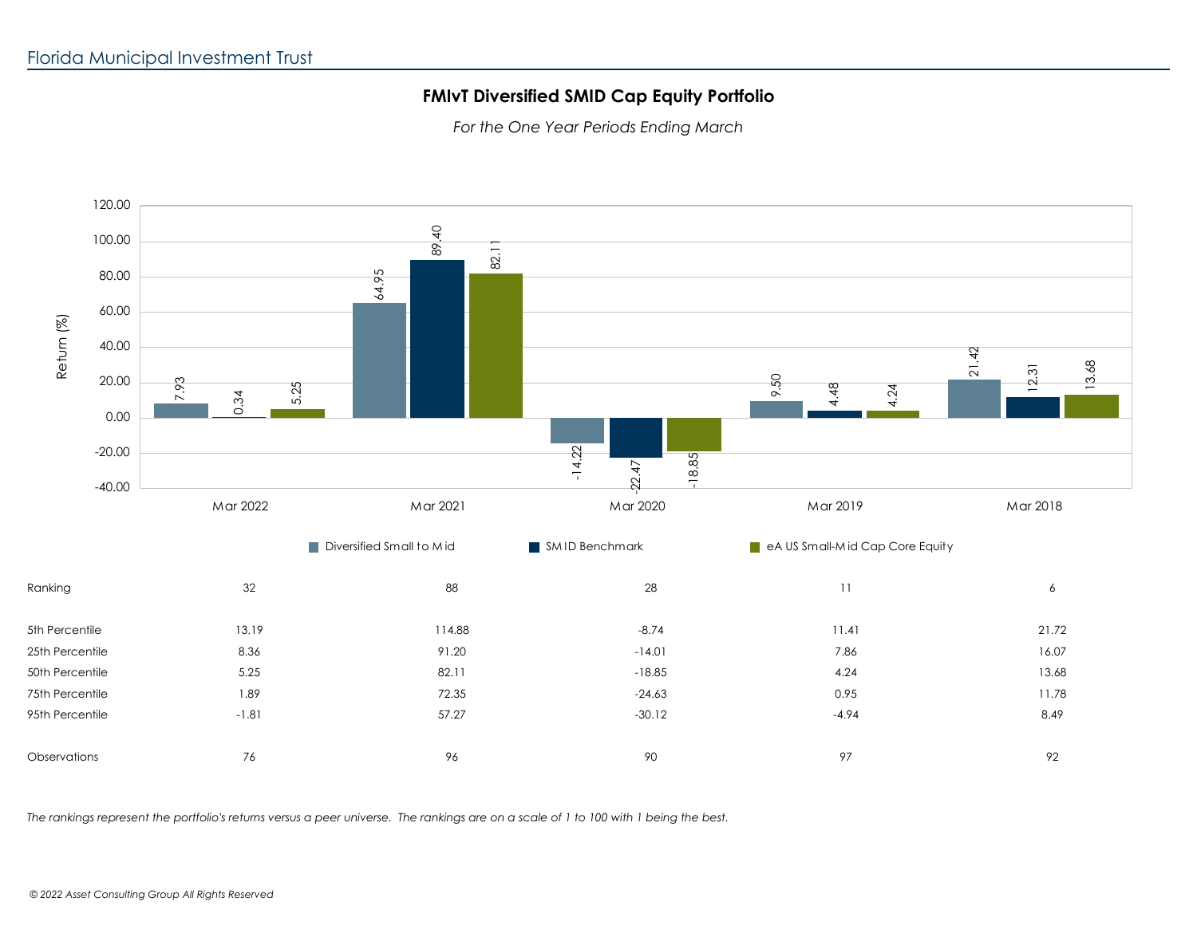Florida Municipal Investment Trust

## FMIvT Diversified SMID Cap Equity Portfolio

*For the One Year Periods Ending March*

Return (%)

120.00
100.00
80.00
60.00
40.00
20.00
0.00
-20.00
-40.00

7.93
0.34
5.25
64.95
89.40
82.11
-14.22
-22.47
-18.85
9.50
4.48
4.24
21.42
12.31
13.68

Mar 2022
Mar 2021
Mar 2020
Mar 2019
Mar 2018

Diversified Small to Mid
SMID Benchmark
eA US Small-Mid Cap Core Equity

| | Mar 2022 | Mar 2021 | Mar 2020 | Mar 2019 | Mar 2018 |
|---|---|---|---|---|---|
| Ranking | 32 | 88 | 28 | 11 | 6 |
| 5th Percentile | 13.19 | 114.88 | -8.74 | 11.41 | 21.72 |
| 25th Percentile | 8.36 | 91.20 | -14.01 | 7.86 | 16.07 |
| 50th Percentile | 5.25 | 82.11 | -18.85 | 4.24 | 13.68 |
| 75th Percentile | 1.89 | 72.35 | -24.63 | 0.95 | 11.78 |
| 95th Percentile | -1.81 | 57.27 | -30.12 | -4.94 | 8.49 |
| Observations | 76 | 96 | 90 | 97 | 92 |

*The rankings represent the portfolio's returns versus a peer universe. The rankings are on a scale of 1 to 100 with 1 being the best.*

*© 2022 Asset Consulting Group All Rights Reserved*